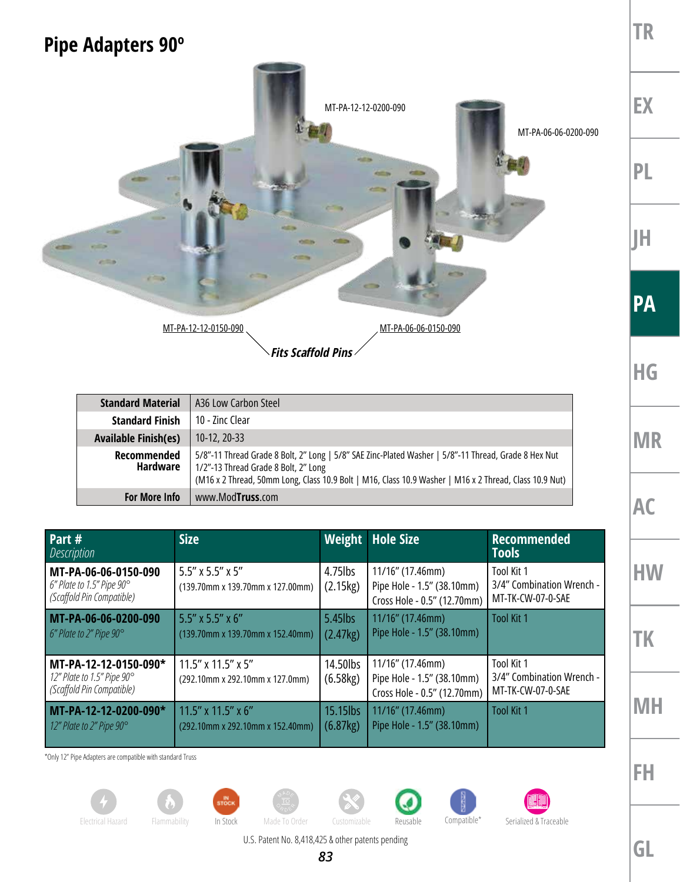# Pipe Adapters 90º

MT-PA-12-12-0200-090

MT-PA-06-06-0200-090

MT-PA-12-12-0150-090

MT-PA-06-06-0150-090

***Fits Scaffold Pins***

| | |
|---|---|
| **Standard Material** | A36 Low Carbon Steel |
| **Standard Finish** | 10 - Zinc Clear |
| **Available Finish(es)** | 10-12, 20-33 |
| **Recommended Hardware** | 5/8"-11 Thread Grade 8 Bolt, 2" Long \| 5/8" SAE Zinc-Plated Washer \| 5/8"-11 Thread, Grade 8 Hex Nut<br>1/2"-13 Thread Grade 8 Bolt, 2" Long<br>(M16 x 2 Thread, 50mm Long, Class 10.9 Bolt \| M16, Class 10.9 Washer \| M16 x 2 Thread, Class 10.9 Nut) |
| **For More Info** | www.ModTruss.com |

| **Part #**<br>*Description* | **Size** | **Weight** | **Hole Size** | **Recommended Tools** |
|---|---|---|---|---|
| **MT-PA-06-06-0150-090**<br>*6" Plate to 1.5" Pipe 90°*<br>*(Scaffold Pin Compatible)* | 5.5" x 5.5" x 5"<br>(139.70mm x 139.70mm x 127.00mm) | 4.75lbs<br>(2.15kg) | 11/16" (17.46mm)<br>Pipe Hole - 1.5" (38.10mm)<br>Cross Hole - 0.5" (12.70mm) | Tool Kit 1<br>3/4" Combination Wrench - MT-TK-CW-07-0-SAE |
| **MT-PA-06-06-0200-090**<br>*6" Plate to 2" Pipe 90°* | 5.5" x 5.5" x 6"<br>(139.70mm x 139.70mm x 152.40mm) | 5.45lbs<br>(2.47kg) | 11/16" (17.46mm)<br>Pipe Hole - 1.5" (38.10mm) | Tool Kit 1 |
| **MT-PA-12-12-0150-090***<br>*12" Plate to 1.5" Pipe 90°*<br>*(Scaffold Pin Compatible)* | 11.5" x 11.5" x 5"<br>(292.10mm x 292.10mm x 127.0mm) | 14.50lbs<br>(6.58kg) | 11/16" (17.46mm)<br>Pipe Hole - 1.5" (38.10mm)<br>Cross Hole - 0.5" (12.70mm) | Tool Kit 1<br>3/4" Combination Wrench - MT-TK-CW-07-0-SAE |
| **MT-PA-12-12-0200-090***<br>*12" Plate to 2" Pipe 90°* | 11.5" x 11.5" x 6"<br>(292.10mm x 292.10mm x 152.40mm) | 15.15lbs<br>(6.87kg) | 11/16" (17.46mm)<br>Pipe Hole - 1.5" (38.10mm) | Tool Kit 1 |

*Only 12" Pipe Adapters are compatible with standard Truss

Electrical Hazard | Flammability | In Stock | Made To Order | Customizable | Reusable | Compatible* | Serialized & Traceable

U.S. Patent No. 8,418,425 & other patents pending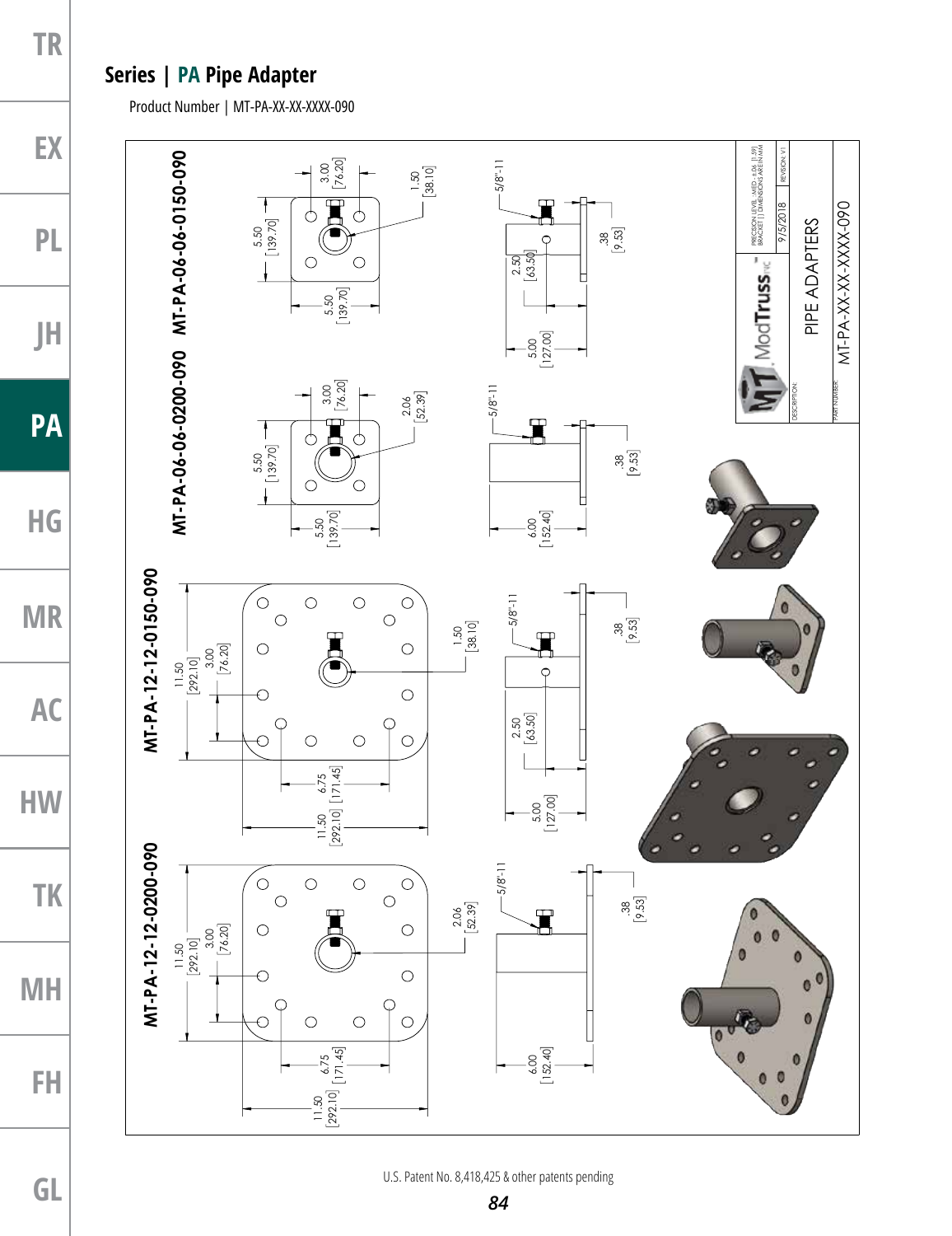## Series | PA Pipe Adapter

Product Number | MT-PA-XX-XX-XXXX-090

MT-PA-06-06-0150-090

5.50 [139.70]

5.50 [139.70]

3.00 [76.20]

1.50 [38.10]

5/8"-11

2.50 [63.50]

5.00 [127.00]

.38 [9.53]

MT-PA-06-06-0200-090

5.50 [139.70]

5.50 [139.70]

3.00 [76.20]

2.06 [52.39]

5/8"-11

6.00 [152.40]

.38 [9.53]

MT-PA-12-12-0150-090

11.50 [292.10]

3.00 [76.20]

6.75 [171.45]

11.50 [292.10]

1.50 [38.10]

5/8"-11

2.50 [63.50]

5.00 [127.00]

.38 [9.53]

MT-PA-12-12-0200-090

11.50 [292.10]

3.00 [76.20]

6.75 [171.45]

11.50 [292.10]

2.06 [52.39]

5/8"-11

6.00 [152.40]

.38 [9.53]

PRECISION LEVEL: MED ±.06 [1.59] BRACKET [ ] DIMENSIONS ARE IN MM

9/5/2018

REVISION: V1

ModTruss INC

DESCRIPTION: PIPE ADAPTERS

PART NUMBER: MT-PA-XX-XX-XXXX-090

U.S. Patent No. 8,418,425 & other patents pending